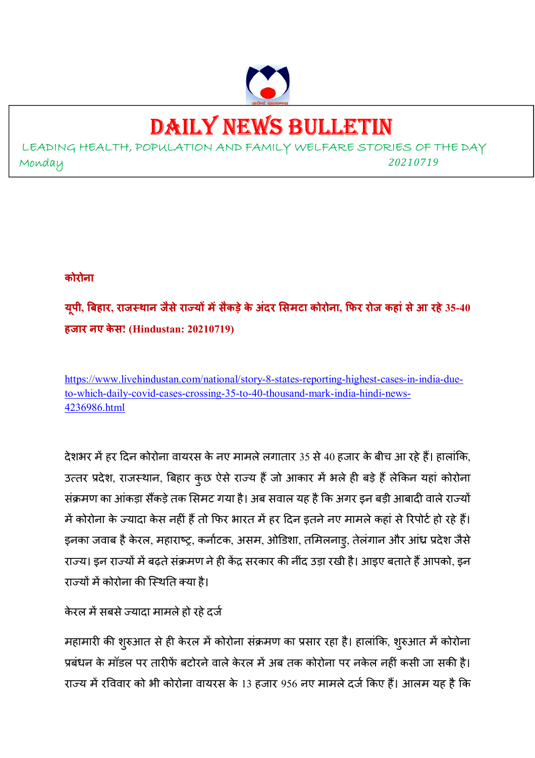# DAILY NEWS BULLETIN

LEADING HEALTH, POPULATION AND FAMILY WELFARE STORIES OF THE DAY

Monday 20210719

**कोरोना**

**यूपी, बिहार, राजस्थान जैसे राज्यों में सैकड़े के अंदर सिमटा कोरोना, फिर रोज कहां से आ रहे 35-40 हजार नए केस! (Hindustan: 20210719)**

https://www.livehindustan.com/national/story-8-states-reporting-highest-cases-in-india-due-to-which-daily-covid-cases-crossing-35-to-40-thousand-mark-india-hindi-news-4236986.html

देशभर में हर दिन कोरोना वायरस के नए मामले लगातार 35 से 40 हजार के बीच आ रहे हैं। हालांकि, उत्तर प्रदेश, राजस्थान, बिहार कुछ ऐसे राज्य हैं जो आकार में भले ही बड़े हैं लेकिन यहां कोरोना संक्रमण का आंकड़ा सैंकड़े तक सिमट गया है। अब सवाल यह है कि अगर इन बड़ी आबादी वाले राज्यों में कोरोना के ज्यादा केस नहीं हैं तो फिर भारत में हर दिन इतने नए मामले कहां से रिपोर्ट हो रहे हैं। इनका जवाब है केरल, महाराष्ट्र, कर्नाटक, असम, ओडिशा, तमिलनाडु, तेलंगान और आंध्र प्रदेश जैसे राज्य। इन राज्यों में बढ़ते संक्रमण ने ही केंद्र सरकार की नींद उड़ा रखी है। आइए बताते हैं आपको, इन राज्यों में कोरोना की स्थिति क्या है।

केरल में सबसे ज्यादा मामले हो रहे दर्ज

महामारी की शुरुआत से ही केरल में कोरोना संक्रमण का प्रसार रहा है। हालांकि, शुरुआत में कोरोना प्रबंधन के मॉडल पर तारीफें बटोरने वाले केरल में अब तक कोरोना पर नकेल नहीं कसी जा सकी है। राज्य में रविवार को भी कोरोना वायरस के 13 हजार 956 नए मामले दर्ज किए हैं। आलम यह है कि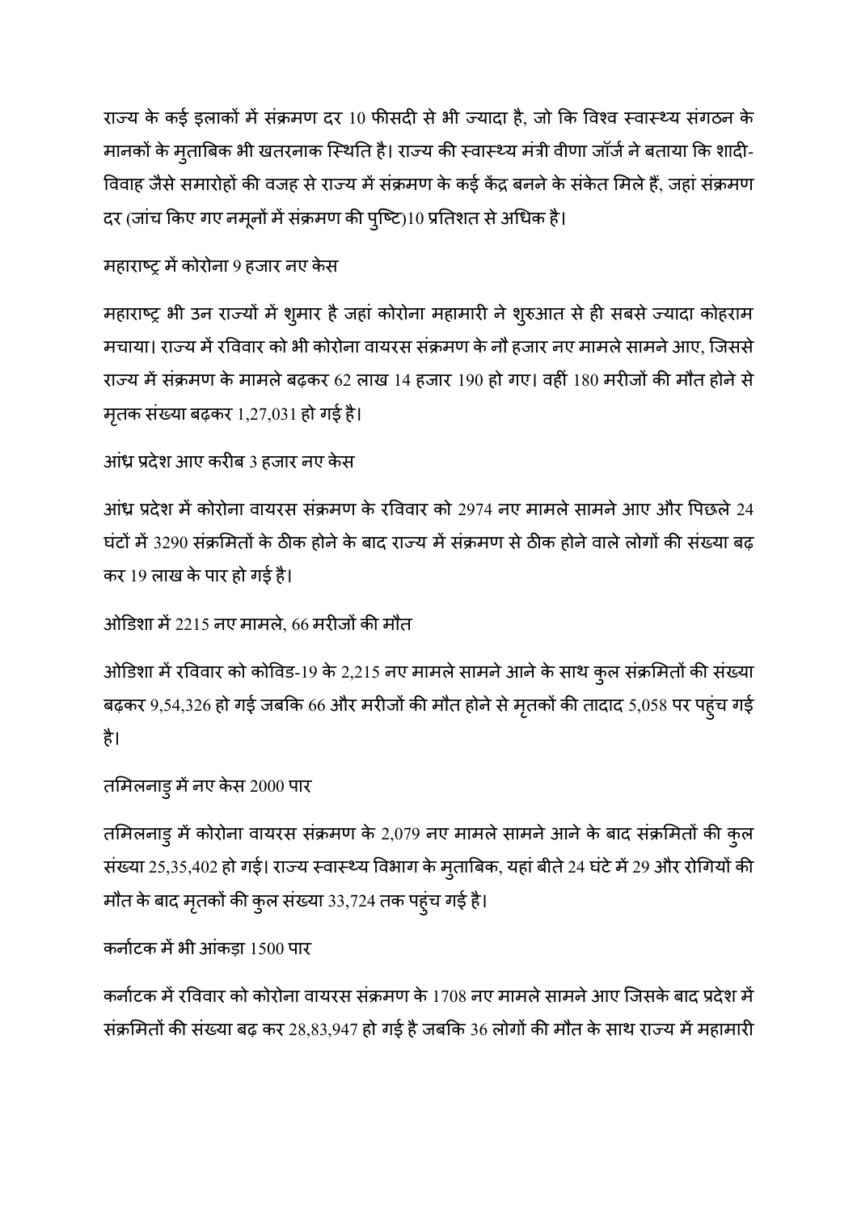राज्य के कई इलाकों में संक्रमण दर 10 फीसदी से भी ज्यादा है, जो कि विश्व स्वास्थ्य संगठन के मानकों के मुताबिक भी खतरनाक स्थिति है। राज्य की स्वास्थ्य मंत्री वीणा जॉर्ज ने बताया कि शादी-विवाह जैसे समारोहों की वजह से राज्य में संक्रमण के कई केंद्र बनने के संकेत मिले हैं, जहां संक्रमण दर (जांच किए गए नमूनों में संक्रमण की पुष्टि)10 प्रतिशत से अधिक है।

## महाराष्ट्र में कोरोना 9 हजार नए केस

महाराष्ट्र भी उन राज्यों में शुमार है जहां कोरोना महामारी ने शुरुआत से ही सबसे ज्यादा कोहराम मचाया। राज्य में रविवार को भी कोरोना वायरस संक्रमण के नौ हजार नए मामले सामने आए, जिससे राज्य में संक्रमण के मामले बढ़कर 62 लाख 14 हजार 190 हो गए। वहीं 180 मरीजों की मौत होने से मृतक संख्या बढ़कर 1,27,031 हो गई है।

## आंध्र प्रदेश आए करीब 3 हजार नए केस

आंध्र प्रदेश में कोरोना वायरस संक्रमण के रविवार को 2974 नए मामले सामने आए और पिछले 24 घंटों में 3290 संक्रमितों के ठीक होने के बाद राज्य में संक्रमण से ठीक होने वाले लोगों की संख्या बढ़ कर 19 लाख के पार हो गई है।

## ओडिशा में 2215 नए मामले, 66 मरीजों की मौत

ओडिशा में रविवार को कोविड-19 के 2,215 नए मामले सामने आने के साथ कुल संक्रमितों की संख्या बढ़कर 9,54,326 हो गई जबकि 66 और मरीजों की मौत होने से मृतकों की तादाद 5,058 पर पहुंच गई है।

## तमिलनाडु में नए केस 2000 पार

तमिलनाडु में कोरोना वायरस संक्रमण के 2,079 नए मामले सामने आने के बाद संक्रमितों की कुल संख्या 25,35,402 हो गई। राज्य स्वास्थ्य विभाग के मुताबिक, यहां बीते 24 घंटे में 29 और रोगियों की मौत के बाद मृतकों की कुल संख्या 33,724 तक पहुंच गई है।

## कर्नाटक में भी आंकड़ा 1500 पार

कर्नाटक में रविवार को कोरोना वायरस संक्रमण के 1708 नए मामले सामने आए जिसके बाद प्रदेश में संक्रमितों की संख्या बढ़ कर 28,83,947 हो गई है जबकि 36 लोगों की मौत के साथ राज्य में महामारी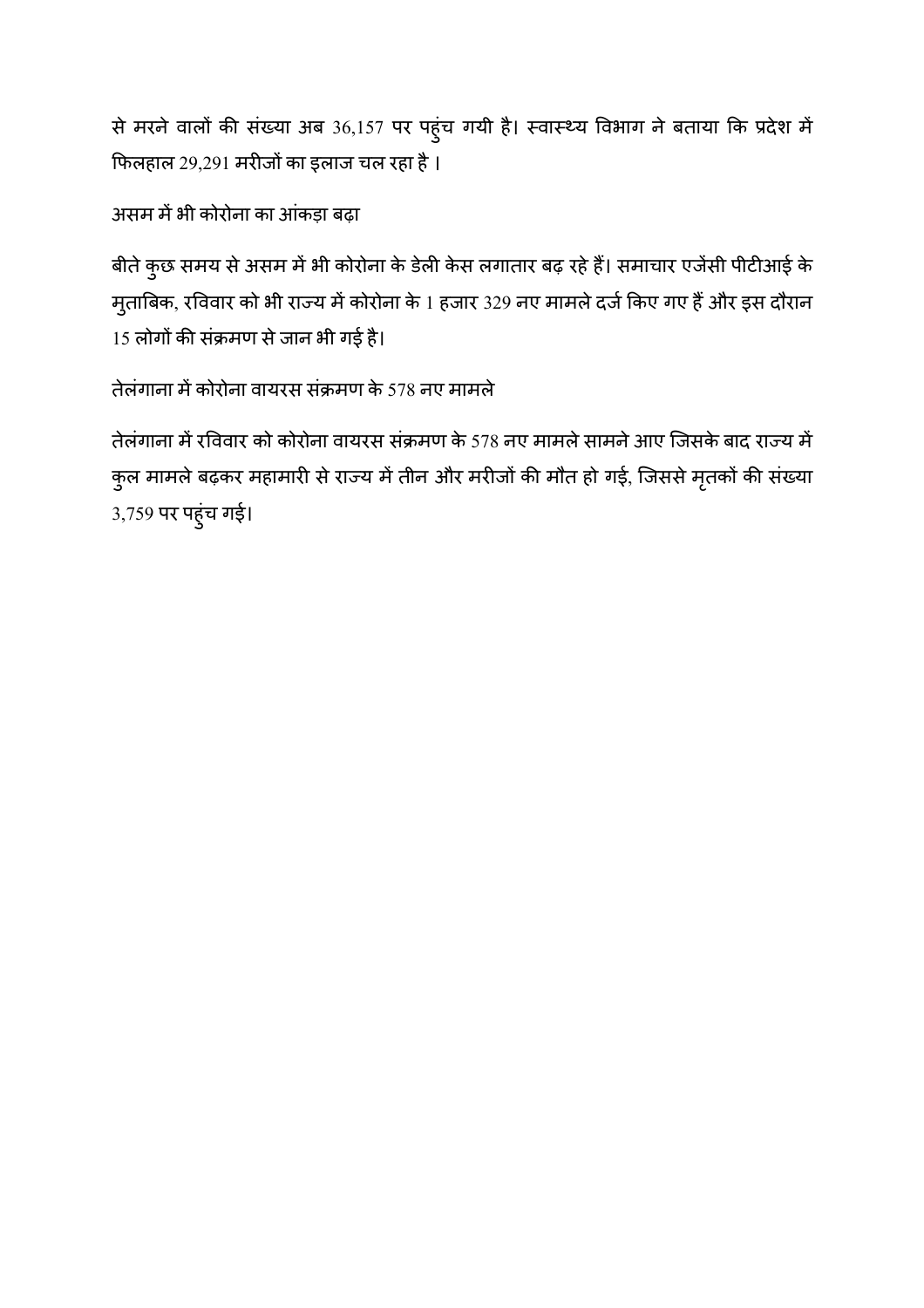से मरने वालों की संख्या अब 36,157 पर पहुंच गयी है। स्वास्थ्य विभाग ने बताया कि प्रदेश में फिलहाल 29,291 मरीजों का इलाज चल रहा है ।

असम में भी कोरोना का आंकड़ा बढ़ा

बीते कुछ समय से असम में भी कोरोना के डेली केस लगातार बढ़ रहे हैं। समाचार एजेंसी पीटीआई के मुताबिक, रविवार को भी राज्य में कोरोना के 1 हजार 329 नए मामले दर्ज किए गए हैं और इस दौरान 15 लोगों की संक्रमण से जान भी गई है।

तेलंगाना में कोरोना वायरस संक्रमण के 578 नए मामले

तेलंगाना में रविवार को कोरोना वायरस संक्रमण के 578 नए मामले सामने आए जिसके बाद राज्य में कुल मामले बढ़कर महामारी से राज्य में तीन और मरीजों की मौत हो गई, जिससे मृतकों की संख्या 3,759 पर पहुंच गई।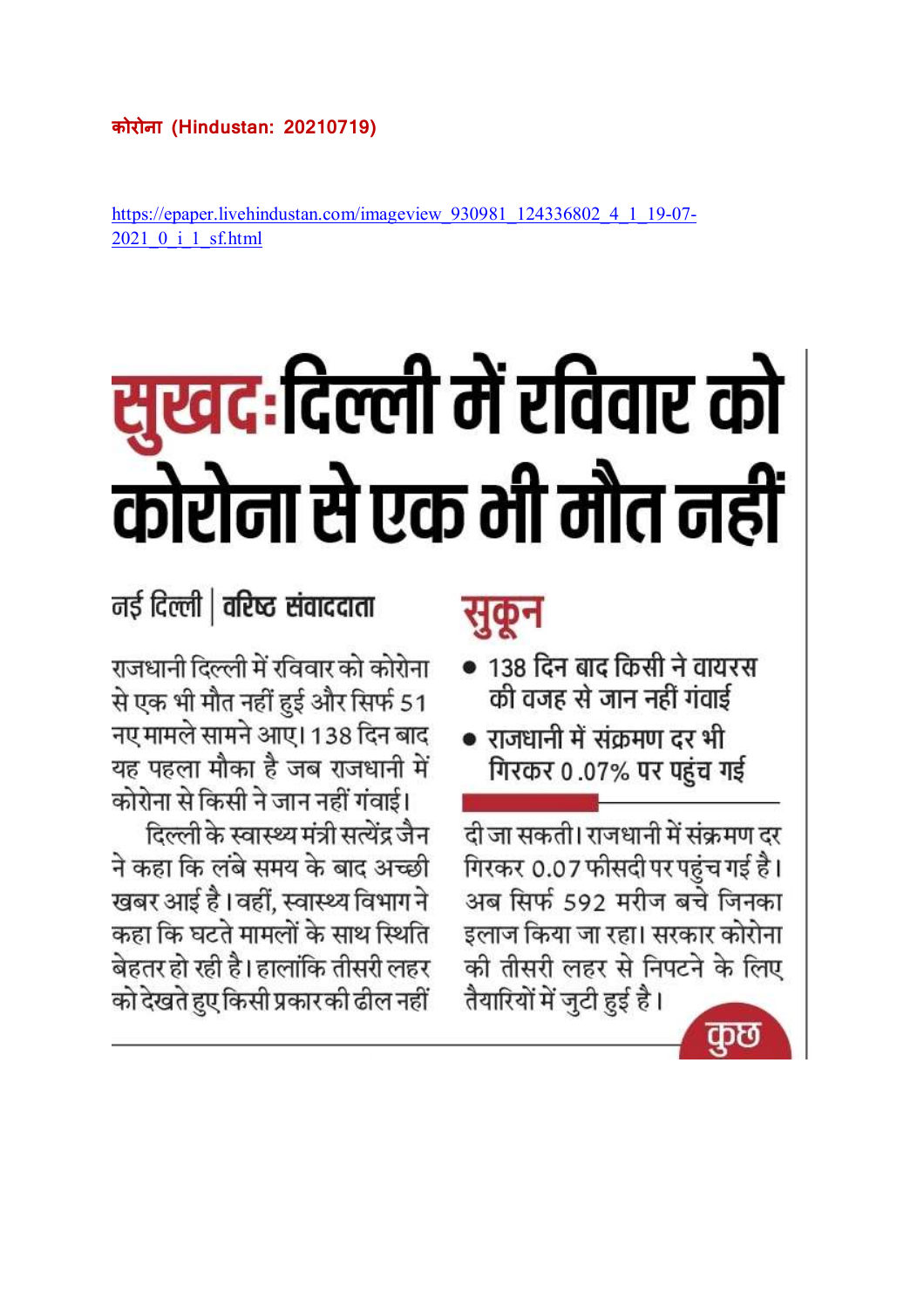**कोरोना (Hindustan: 20210719)**

https://epaper.livehindustan.com/imageview_930981_124336802_4_1_19-07-2021_0_i_1_sf.html

# सुखद:दिल्ली में रविवार को कोरोना से एक भी मौत नहीं

नई दिल्ली | वरिष्ठ संवाददाता

राजधानी दिल्ली में रविवार को कोरोना से एक भी मौत नहीं हुई और सिर्फ 51 नए मामले सामने आए। 138 दिन बाद यह पहला मौका है जब राजधानी में कोरोना से किसी ने जान नहीं गंवाई।

दिल्ली के स्वास्थ्य मंत्री सत्येंद्र जैन ने कहा कि लंबे समय के बाद अच्छी खबर आई है। वहीं, स्वास्थ्य विभाग ने कहा कि घटते मामलों के साथ स्थिति बेहतर हो रही है। हालांकि तीसरी लहर को देखते हुए किसी प्रकार की ढील नहीं दी जा सकती। राजधानी में संक्रमण दर गिरकर 0.07 फीसदी पर पहुंच गई है। अब सिर्फ 592 मरीज बचे जिनका इलाज किया जा रहा। सरकार कोरोना की तीसरी लहर से निपटने के लिए तैयारियों में जुटी हुई है।

## सुकून

- 138 दिन बाद किसी ने वायरस की वजह से जान नहीं गंवाई
- राजधानी में संक्रमण दर भी गिरकर 0.07% पर पहुंच गई

कुछ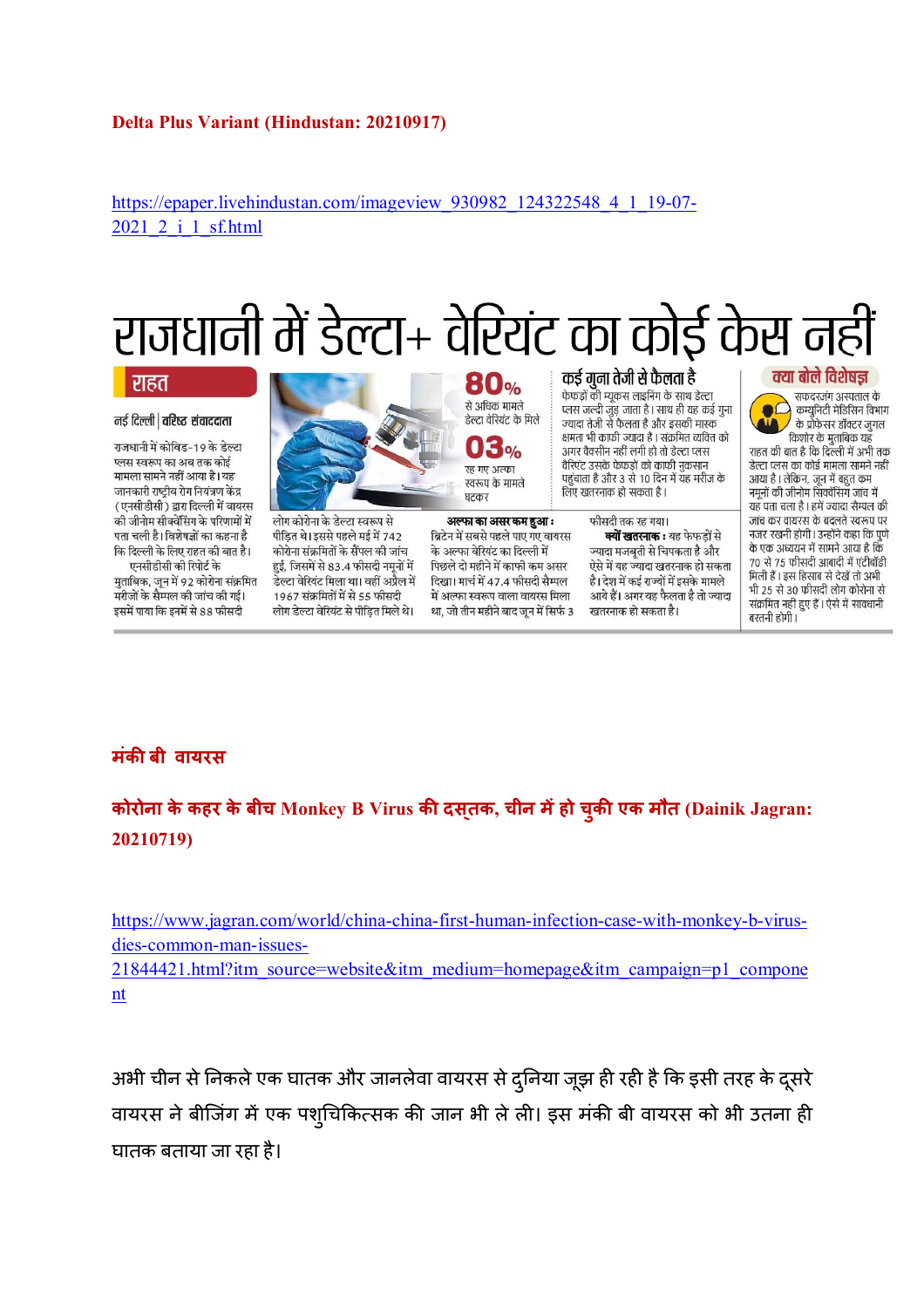**Delta Plus Variant (Hindustan: 20210917)**

https://epaper.livehindustan.com/imageview_930982_124322548_4_1_19-07-2021_2_i_1_sf.html

# राजधानी में डेल्टा+ वेरियंट का कोई केस नहीं

**राहत**

नई दिल्ली | वरिष्ठ संवाददाता

राजधानी में कोविड-19 के डेल्टा प्लस स्वरूप का अब तक कोई मामला सामने नहीं आया है। यह जानकारी राष्ट्रीय रोग नियंत्रण केंद्र (एनसीडीसी) द्वारा दिल्ली में वायरस की जीनोम सीक्वेंसिंग के परिणामों में पता चली है। विशेषज्ञों का कहना है कि दिल्ली के लिए राहत की बात है।

एनसीडीसी की रिपोर्ट के मुताबिक, जून में 92 कोरोना संक्रमित मरीजों के सैंपल की जांच की गई। इसमें पाया कि इनमें से 88 फीसदी लोग कोरोना के डेल्टा स्वरूप से पीड़ित थे। इससे पहले मई में 742 कोरोना संक्रमितों के सैंपल की जांच हुई, जिसमें 83.4 फीसदी नमूनों में डेल्टा वेरियंट मिला था। वहीं अप्रैल में 1967 संक्रमितों में से 55 फीसदी लोग डेल्टा वेरियंट से पीड़ित मिले थे।

**80%** से अधिक मामले डेल्टा वेरियंट के मिले

**03%** रह गए अल्फा स्वरूप के मामले घटकर

**अल्फा का असर कम हुआ :** ब्रिटेन में सबसे पहले पाए गए वायरस के अल्फा वेरियंट का दिल्ली में पिछले दो महीने में काफी कम असर दिखा। मार्च में 47.4 फीसदी सैम्पल में अल्फा स्वरूप वाला वायरस मिला था, जो तीन महीने बाद जून में सिर्फ 3 फीसदी तक रह गया।

**क्यों खतरनाक :** यह फेफड़ों से ज्यादा मजबूती से चिपकता है और ऐसे में वह ज्यादा खतरनाक हो सकता है। देश में कई राज्यों में इसके मामले आये हैं। अगर यह फैलता है तो ज्यादा खतरनाक हो सकता है।

**कई गुना तेजी से फैलता है**

फेफड़ों की म्यूकस लाइनिंग के साथ डेल्टा प्लस जल्दी जुड़ जाता है। साथ ही यह कई गुना ज्यादा तेजी से फैलता है और इसकी मारक क्षमता भी काफी ज्यादा है। संक्रमित व्यक्ति को अगर वैक्सीन नहीं लगी हो तो डेल्टा प्लस वैरिएंट उसके फेफड़ों को काफी नुकसान पहुंचाता है और 3 से 10 दिन में यह मरीज के लिए खतरनाक हो सकता है।

**क्या बोले विशेषज्ञ**

सफदरजंग अस्पताल के कम्युनिटी मेडिसिन विभाग के प्रोफेसर डॉक्टर जुगल किशोर के मुताबिक यह राहत की बात है कि दिल्ली में अभी तक डेल्टा प्लस का कोई मामला सामने नहीं आया है। लेकिन, जून में बहुत कम नमूनों की जीनोम सिक्वेंसिंग जांच में यह पता चला है। हमें ज्यादा सैम्पल की जांच कर वायरस के बदलते स्वरूप पर नजर रखनी होगी। उन्होंने कहा कि पुणे के एक अध्ययन में सामने आया है कि 70 से 75 फीसदी आबादी में एंटीबॉडी मिली हैं। इस हिसाब से देखें तो अभी भी 25 से 30 फीसदी लोग कोरोना से संक्रमित नहीं हुए हैं। ऐसे में सावधानी बरतनी होगी।

## मंकी बी वायरस

**कोरोना के कहर के बीच Monkey B Virus की दस्तक, चीन में हो चुकी एक मौत (Dainik Jagran: 20210719)**

https://www.jagran.com/world/china-china-first-human-infection-case-with-monkey-b-virus-dies-common-man-issues-21844421.html?itm_source=website&itm_medium=homepage&itm_campaign=p1_component

अभी चीन से निकले एक घातक और जानलेवा वायरस से दुनिया जूझ ही रही है कि इसी तरह के दूसरे वायरस ने बीजिंग में एक पशुचिकित्सक की जान भी ले ली। इस मंकी बी वायरस को भी उतना ही घातक बताया जा रहा है।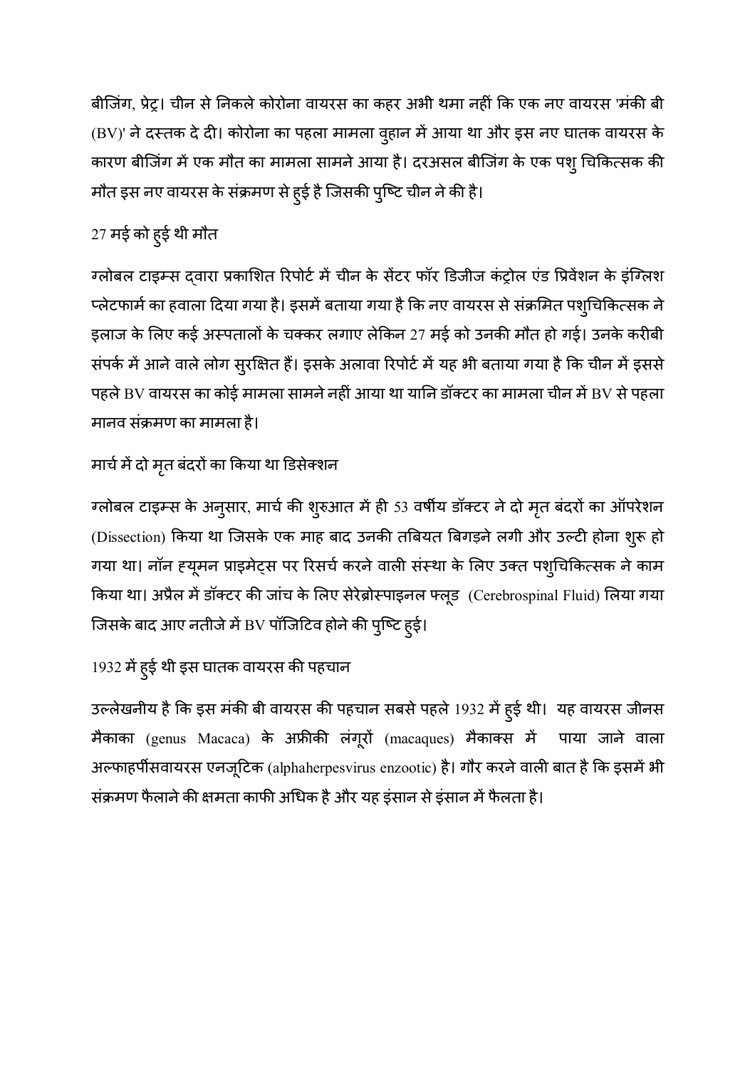बीजिंग, प्रेट्र। चीन से निकले कोरोना वायरस का कहर अभी थमा नहीं कि एक नए वायरस 'मंकी बी (BV)' ने दस्तक दे दी। कोरोना का पहला मामला वुहान में आया था और इस नए घातक वायरस के कारण बीजिंग में एक मौत का मामला सामने आया है। दरअसल बीजिंग के एक पशु चिकित्सक की मौत इस नए वायरस के संक्रमण से हुई है जिसकी पुष्टि चीन ने की है।

## 27 मई को हुई थी मौत

ग्लोबल टाइम्स द्वारा प्रकाशित रिपोर्ट में चीन के सेंटर फॉर डिजीज कंट्रोल एंड प्रिवेंशन के इंग्लिश प्लेटफार्म का हवाला दिया गया है। इसमें बताया गया है कि नए वायरस से संक्रमित पशुचिकित्सक ने इलाज के लिए कई अस्पतालों के चक्कर लगाए लेकिन 27 मई को उनकी मौत हो गई। उनके करीबी संपर्क में आने वाले लोग सुरक्षित हैं। इसके अलावा रिपोर्ट में यह भी बताया गया है कि चीन में इससे पहले BV वायरस का कोई मामला सामने नहीं आया था यानि डॉक्टर का मामला चीन में BV से पहला मानव संक्रमण का मामला है।

## मार्च में दो मृत बंदरों का किया था डिसेक्शन

ग्लोबल टाइम्स के अनुसार, मार्च की शुरुआत में ही 53 वर्षीय डॉक्टर ने दो मृत बंदरों का ऑपरेशन (Dissection) किया था जिसके एक माह बाद उनकी तबियत बिगड़ने लगी और उल्टी होना शुरू हो गया था। नॉन ह्यूमन प्राइमेट्स पर रिसर्च करने वाली संस्था के लिए उक्त पशुचिकित्सक ने काम किया था। अप्रैल में डॉक्टर की जांच के लिए सेरेब्रोस्पाइनल फ्लूड (Cerebrospinal Fluid) लिया गया जिसके बाद आए नतीजे में BV पॉजिटिव होने की पुष्टि हुई।

## 1932 में हुई थी इस घातक वायरस की पहचान

उल्लेखनीय है कि इस मंकी बी वायरस की पहचान सबसे पहले 1932 में हुई थी। यह वायरस जीनस मैकाका (genus Macaca) के अफ्रीकी लंगूरों (macaques) मैकाक्स में पाया जाने वाला अल्फाहर्पीसवायरस एनजूटिक (alphaherpesvirus enzootic) है। गौर करने वाली बात है कि इसमें भी संक्रमण फैलाने की क्षमता काफी अधिक है और यह इंसान से इंसान में फैलता है।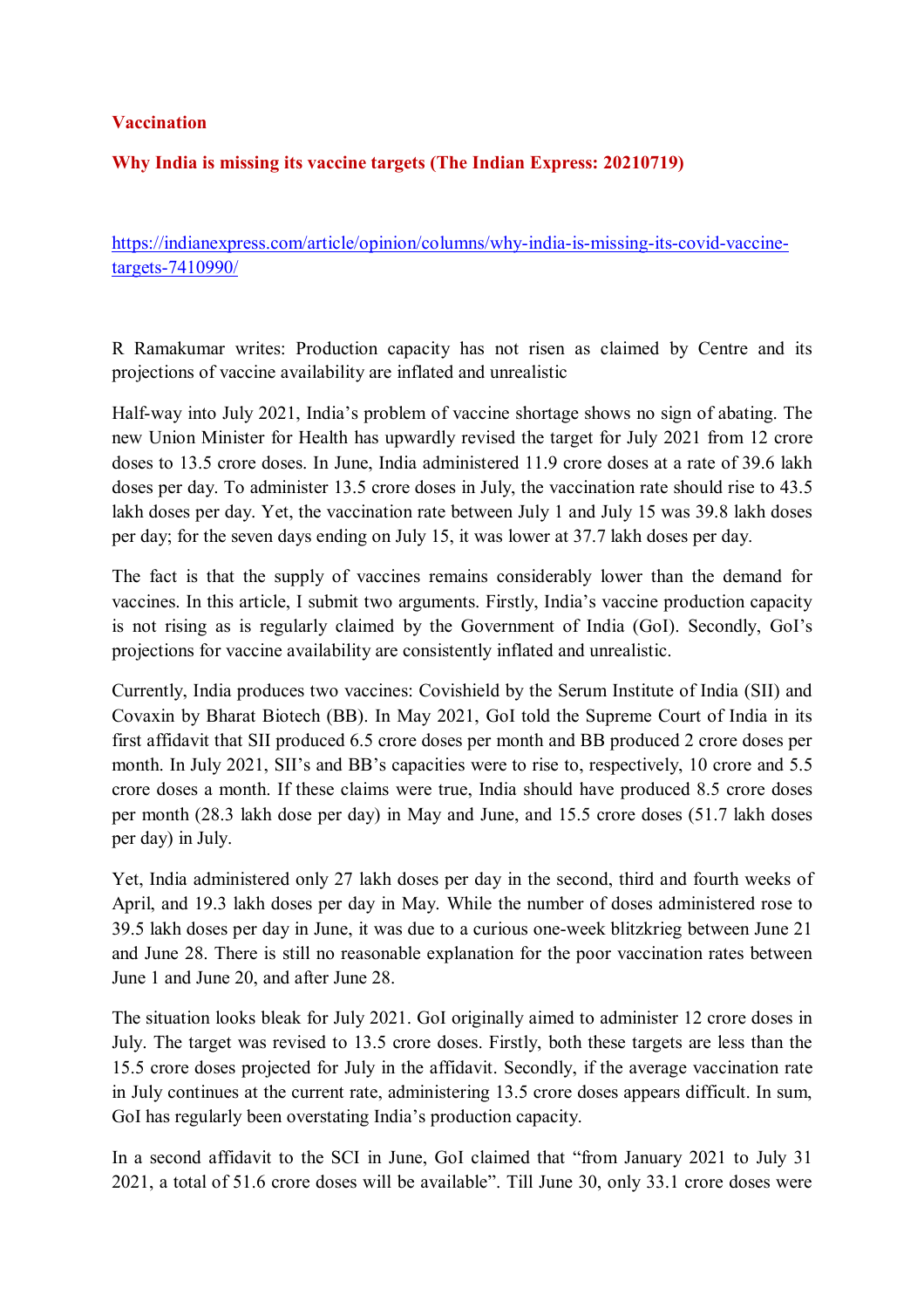**Vaccination**

**Why India is missing its vaccine targets (The Indian Express: 20210719)**

https://indianexpress.com/article/opinion/columns/why-india-is-missing-its-covid-vaccine-targets-7410990/

R Ramakumar writes: Production capacity has not risen as claimed by Centre and its projections of vaccine availability are inflated and unrealistic

Half-way into July 2021, India's problem of vaccine shortage shows no sign of abating. The new Union Minister for Health has upwardly revised the target for July 2021 from 12 crore doses to 13.5 crore doses. In June, India administered 11.9 crore doses at a rate of 39.6 lakh doses per day. To administer 13.5 crore doses in July, the vaccination rate should rise to 43.5 lakh doses per day. Yet, the vaccination rate between July 1 and July 15 was 39.8 lakh doses per day; for the seven days ending on July 15, it was lower at 37.7 lakh doses per day.

The fact is that the supply of vaccines remains considerably lower than the demand for vaccines. In this article, I submit two arguments. Firstly, India's vaccine production capacity is not rising as is regularly claimed by the Government of India (GoI). Secondly, GoI's projections for vaccine availability are consistently inflated and unrealistic.

Currently, India produces two vaccines: Covishield by the Serum Institute of India (SII) and Covaxin by Bharat Biotech (BB). In May 2021, GoI told the Supreme Court of India in its first affidavit that SII produced 6.5 crore doses per month and BB produced 2 crore doses per month. In July 2021, SII's and BB's capacities were to rise to, respectively, 10 crore and 5.5 crore doses a month. If these claims were true, India should have produced 8.5 crore doses per month (28.3 lakh dose per day) in May and June, and 15.5 crore doses (51.7 lakh doses per day) in July.

Yet, India administered only 27 lakh doses per day in the second, third and fourth weeks of April, and 19.3 lakh doses per day in May. While the number of doses administered rose to 39.5 lakh doses per day in June, it was due to a curious one-week blitzkrieg between June 21 and June 28. There is still no reasonable explanation for the poor vaccination rates between June 1 and June 20, and after June 28.

The situation looks bleak for July 2021. GoI originally aimed to administer 12 crore doses in July. The target was revised to 13.5 crore doses. Firstly, both these targets are less than the 15.5 crore doses projected for July in the affidavit. Secondly, if the average vaccination rate in July continues at the current rate, administering 13.5 crore doses appears difficult. In sum, GoI has regularly been overstating India's production capacity.

In a second affidavit to the SCI in June, GoI claimed that "from January 2021 to July 31 2021, a total of 51.6 crore doses will be available". Till June 30, only 33.1 crore doses were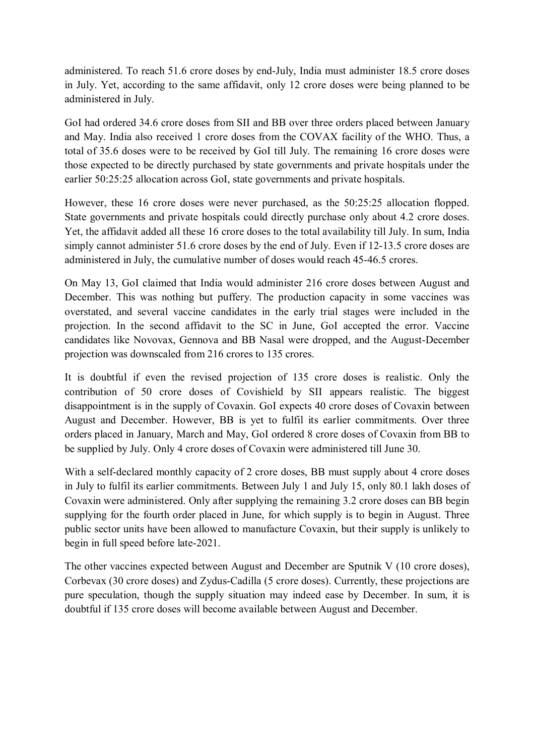administered. To reach 51.6 crore doses by end-July, India must administer 18.5 crore doses in July. Yet, according to the same affidavit, only 12 crore doses were being planned to be administered in July.

GoI had ordered 34.6 crore doses from SII and BB over three orders placed between January and May. India also received 1 crore doses from the COVAX facility of the WHO. Thus, a total of 35.6 doses were to be received by GoI till July. The remaining 16 crore doses were those expected to be directly purchased by state governments and private hospitals under the earlier 50:25:25 allocation across GoI, state governments and private hospitals.

However, these 16 crore doses were never purchased, as the 50:25:25 allocation flopped. State governments and private hospitals could directly purchase only about 4.2 crore doses. Yet, the affidavit added all these 16 crore doses to the total availability till July. In sum, India simply cannot administer 51.6 crore doses by the end of July. Even if 12-13.5 crore doses are administered in July, the cumulative number of doses would reach 45-46.5 crores.

On May 13, GoI claimed that India would administer 216 crore doses between August and December. This was nothing but puffery. The production capacity in some vaccines was overstated, and several vaccine candidates in the early trial stages were included in the projection. In the second affidavit to the SC in June, GoI accepted the error. Vaccine candidates like Novovax, Gennova and BB Nasal were dropped, and the August-December projection was downscaled from 216 crores to 135 crores.

It is doubtful if even the revised projection of 135 crore doses is realistic. Only the contribution of 50 crore doses of Covishield by SII appears realistic. The biggest disappointment is in the supply of Covaxin. GoI expects 40 crore doses of Covaxin between August and December. However, BB is yet to fulfil its earlier commitments. Over three orders placed in January, March and May, GoI ordered 8 crore doses of Covaxin from BB to be supplied by July. Only 4 crore doses of Covaxin were administered till June 30.

With a self-declared monthly capacity of 2 crore doses, BB must supply about 4 crore doses in July to fulfil its earlier commitments. Between July 1 and July 15, only 80.1 lakh doses of Covaxin were administered. Only after supplying the remaining 3.2 crore doses can BB begin supplying for the fourth order placed in June, for which supply is to begin in August. Three public sector units have been allowed to manufacture Covaxin, but their supply is unlikely to begin in full speed before late-2021.

The other vaccines expected between August and December are Sputnik V (10 crore doses), Corbevax (30 crore doses) and Zydus-Cadilla (5 crore doses). Currently, these projections are pure speculation, though the supply situation may indeed ease by December. In sum, it is doubtful if 135 crore doses will become available between August and December.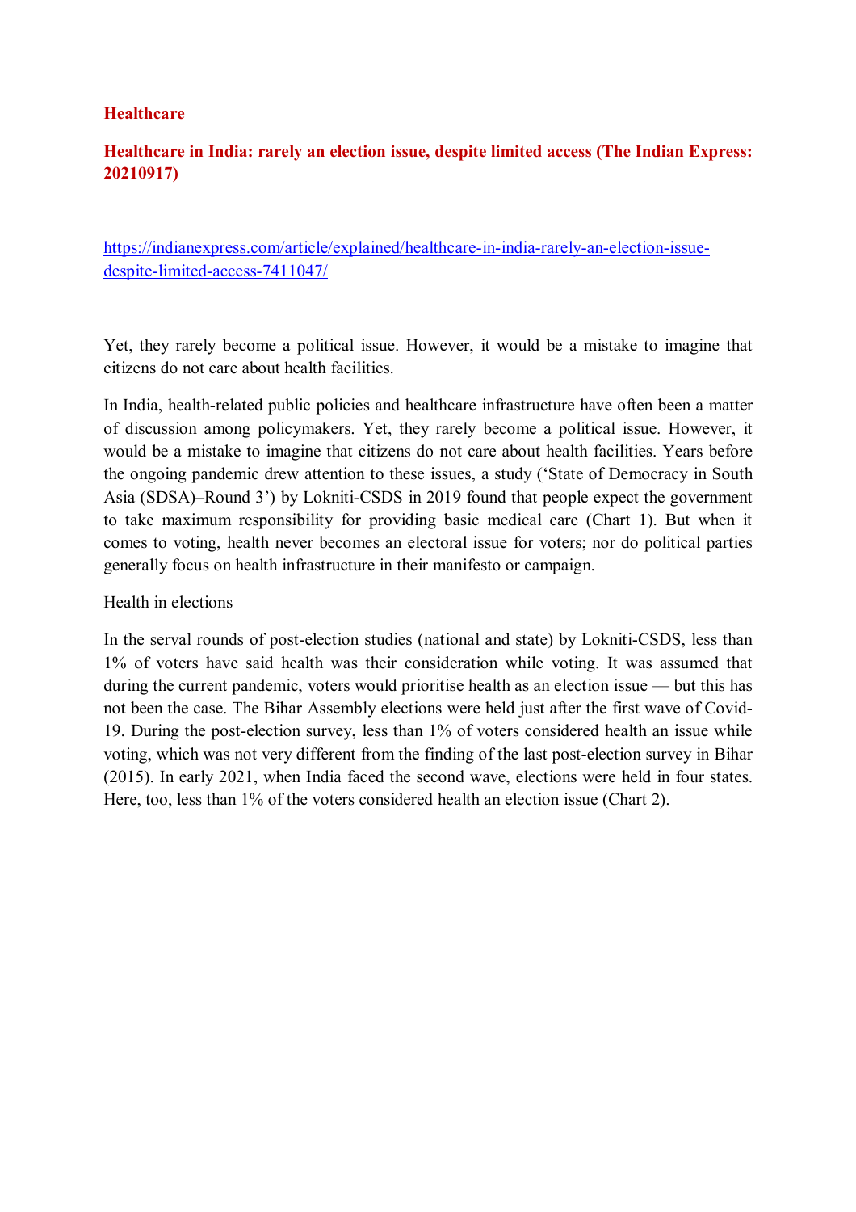## Healthcare

### Healthcare in India: rarely an election issue, despite limited access (The Indian Express: 20210917)

https://indianexpress.com/article/explained/healthcare-in-india-rarely-an-election-issue-despite-limited-access-7411047/

Yet, they rarely become a political issue. However, it would be a mistake to imagine that citizens do not care about health facilities.

In India, health-related public policies and healthcare infrastructure have often been a matter of discussion among policymakers. Yet, they rarely become a political issue. However, it would be a mistake to imagine that citizens do not care about health facilities. Years before the ongoing pandemic drew attention to these issues, a study ('State of Democracy in South Asia (SDSA)–Round 3') by Lokniti-CSDS in 2019 found that people expect the government to take maximum responsibility for providing basic medical care (Chart 1). But when it comes to voting, health never becomes an electoral issue for voters; nor do political parties generally focus on health infrastructure in their manifesto or campaign.

Health in elections

In the serval rounds of post-election studies (national and state) by Lokniti-CSDS, less than 1% of voters have said health was their consideration while voting. It was assumed that during the current pandemic, voters would prioritise health as an election issue — but this has not been the case. The Bihar Assembly elections were held just after the first wave of Covid-19. During the post-election survey, less than 1% of voters considered health an issue while voting, which was not very different from the finding of the last post-election survey in Bihar (2015). In early 2021, when India faced the second wave, elections were held in four states. Here, too, less than 1% of the voters considered health an election issue (Chart 2).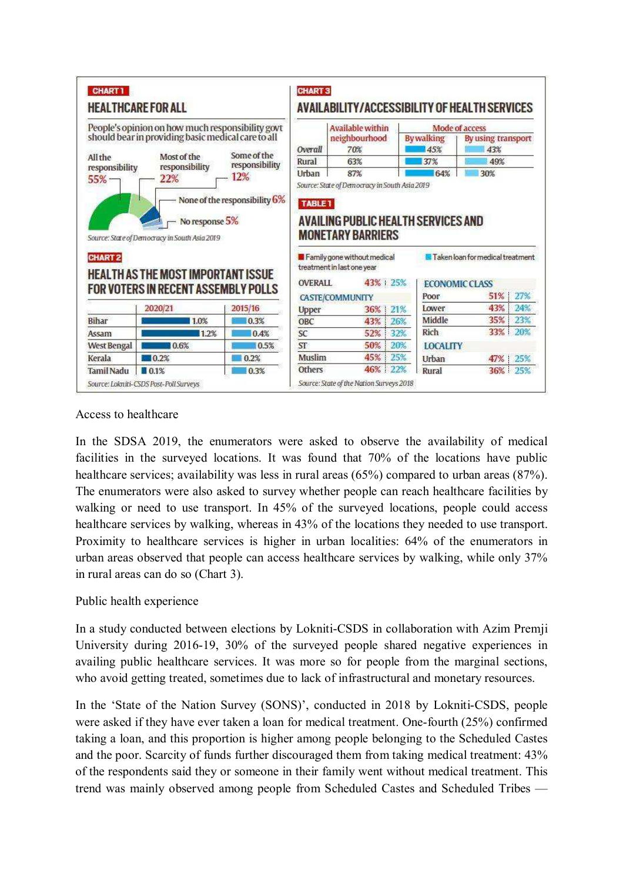**CHART 1**

## HEALTHCARE FOR ALL

People's opinion on how much responsibility govt should bear in providing basic medical care to all

- All the responsibility 55%
- Most of the responsibility 22%
- Some of the responsibility 12%
- None of the responsibility 6%
- No response 5%

*Source: State of Democracy in South Asia 2019*

**CHART 2**

## HEALTH AS THE MOST IMPORTANT ISSUE FOR VOTERS IN RECENT ASSEMBLY POLLS

| | 2020/21 | 2015/16 |
|---|---|---|
| Bihar | 1.0% | 0.3% |
| Assam | 1.2% | 0.4% |
| West Bengal | 0.6% | 0.5% |
| Kerala | 0.2% | 0.2% |
| Tamil Nadu | 0.1% | 0.3% |

*Source: Lokniti-CSDS Post-Poll Surveys*

**CHART 3**

## AVAILABILITY/ACCESSIBILITY OF HEALTH SERVICES

| | Available within neighbourhood | Mode of access | |
|---|---|---|---|
| | | By walking | By using transport |
| Overall | 70% | 45% | 43% |
| Rural | 63% | 37% | 49% |
| Urban | 87% | 64% | 30% |

*Source: State of Democracy in South Asia 2019*

**TABLE 1**

## AVAILING PUBLIC HEALTH SERVICES AND MONETARY BARRIERS

■ Family gone without medical treatment in last one year ■ Taken loan for medical treatment

| | Family gone without medical treatment | Taken loan for medical treatment |
|---|---|---|
| OVERALL | 43% | 25% |
| **CASTE/COMMUNITY** | | |
| Upper | 36% | 21% |
| OBC | 43% | 26% |
| SC | 52% | 32% |
| ST | 50% | 20% |
| Muslim | 45% | 25% |
| Others | 46% | 22% |
| **ECONOMIC CLASS** | | |
| Poor | 51% | 27% |
| Lower | 43% | 24% |
| Middle | 35% | 23% |
| Rich | 33% | 20% |
| **LOCALITY** | | |
| Urban | 47% | 25% |
| Rural | 36% | 25% |

*Source: State of the Nation Surveys 2018*

Access to healthcare

In the SDSA 2019, the enumerators were asked to observe the availability of medical facilities in the surveyed locations. It was found that 70% of the locations have public healthcare services; availability was less in rural areas (65%) compared to urban areas (87%). The enumerators were also asked to survey whether people can reach healthcare facilities by walking or need to use transport. In 45% of the surveyed locations, people could access healthcare services by walking, whereas in 43% of the locations they needed to use transport. Proximity to healthcare services is higher in urban localities: 64% of the enumerators in urban areas observed that people can access healthcare services by walking, while only 37% in rural areas can do so (Chart 3).

Public health experience

In a study conducted between elections by Lokniti-CSDS in collaboration with Azim Premji University during 2016-19, 30% of the surveyed people shared negative experiences in availing public healthcare services. It was more so for people from the marginal sections, who avoid getting treated, sometimes due to lack of infrastructural and monetary resources.

In the 'State of the Nation Survey (SONS)', conducted in 2018 by Lokniti-CSDS, people were asked if they have ever taken a loan for medical treatment. One-fourth (25%) confirmed taking a loan, and this proportion is higher among people belonging to the Scheduled Castes and the poor. Scarcity of funds further discouraged them from taking medical treatment: 43% of the respondents said they or someone in their family went without medical treatment. This trend was mainly observed among people from Scheduled Castes and Scheduled Tribes —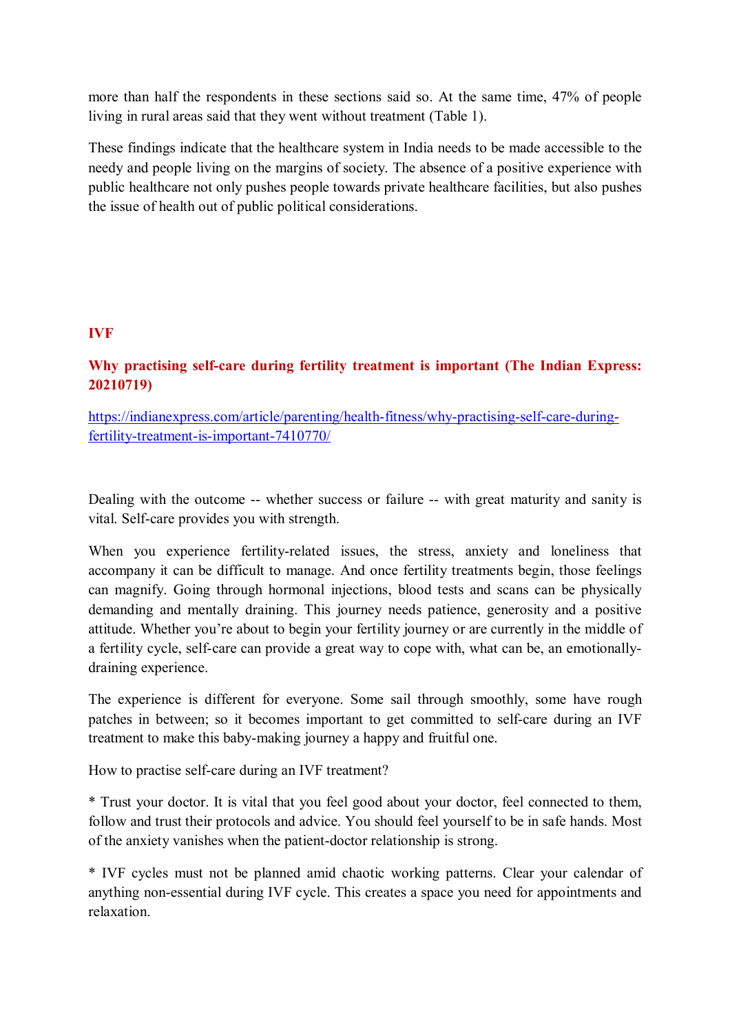more than half the respondents in these sections said so. At the same time, 47% of people living in rural areas said that they went without treatment (Table 1).

These findings indicate that the healthcare system in India needs to be made accessible to the needy and people living on the margins of society. The absence of a positive experience with public healthcare not only pushes people towards private healthcare facilities, but also pushes the issue of health out of public political considerations.

## IVF

### Why practising self-care during fertility treatment is important (The Indian Express: 20210719)

https://indianexpress.com/article/parenting/health-fitness/why-practising-self-care-during-fertility-treatment-is-important-7410770/

Dealing with the outcome -- whether success or failure -- with great maturity and sanity is vital. Self-care provides you with strength.

When you experience fertility-related issues, the stress, anxiety and loneliness that accompany it can be difficult to manage. And once fertility treatments begin, those feelings can magnify. Going through hormonal injections, blood tests and scans can be physically demanding and mentally draining. This journey needs patience, generosity and a positive attitude. Whether you're about to begin your fertility journey or are currently in the middle of a fertility cycle, self-care can provide a great way to cope with, what can be, an emotionally-draining experience.

The experience is different for everyone. Some sail through smoothly, some have rough patches in between; so it becomes important to get committed to self-care during an IVF treatment to make this baby-making journey a happy and fruitful one.

How to practise self-care during an IVF treatment?

* Trust your doctor. It is vital that you feel good about your doctor, feel connected to them, follow and trust their protocols and advice. You should feel yourself to be in safe hands. Most of the anxiety vanishes when the patient-doctor relationship is strong.

* IVF cycles must not be planned amid chaotic working patterns. Clear your calendar of anything non-essential during IVF cycle. This creates a space you need for appointments and relaxation.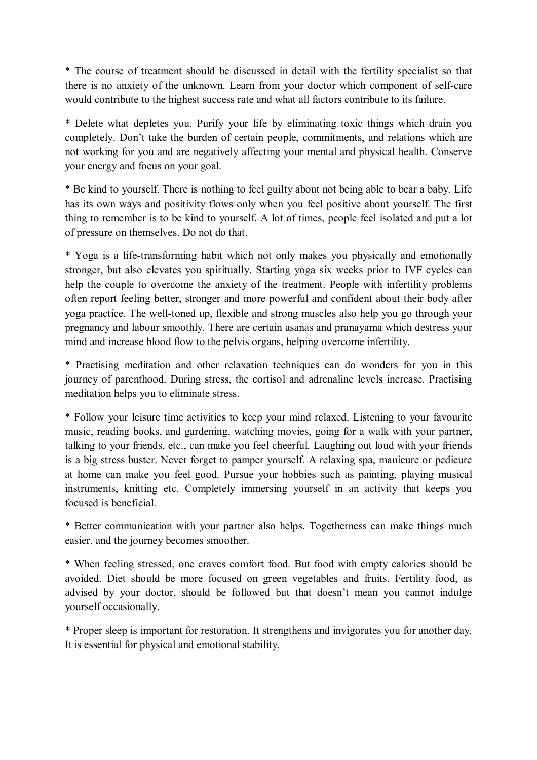* The course of treatment should be discussed in detail with the fertility specialist so that there is no anxiety of the unknown. Learn from your doctor which component of self-care would contribute to the highest success rate and what all factors contribute to its failure.

* Delete what depletes you. Purify your life by eliminating toxic things which drain you completely. Don't take the burden of certain people, commitments, and relations which are not working for you and are negatively affecting your mental and physical health. Conserve your energy and focus on your goal.

* Be kind to yourself. There is nothing to feel guilty about not being able to bear a baby. Life has its own ways and positivity flows only when you feel positive about yourself. The first thing to remember is to be kind to yourself. A lot of times, people feel isolated and put a lot of pressure on themselves. Do not do that.

* Yoga is a life-transforming habit which not only makes you physically and emotionally stronger, but also elevates you spiritually. Starting yoga six weeks prior to IVF cycles can help the couple to overcome the anxiety of the treatment. People with infertility problems often report feeling better, stronger and more powerful and confident about their body after yoga practice. The well-toned up, flexible and strong muscles also help you go through your pregnancy and labour smoothly. There are certain asanas and pranayama which destress your mind and increase blood flow to the pelvis organs, helping overcome infertility.

* Practising meditation and other relaxation techniques can do wonders for you in this journey of parenthood. During stress, the cortisol and adrenaline levels increase. Practising meditation helps you to eliminate stress.

* Follow your leisure time activities to keep your mind relaxed. Listening to your favourite music, reading books, and gardening, watching movies, going for a walk with your partner, talking to your friends, etc., can make you feel cheerful. Laughing out loud with your friends is a big stress buster. Never forget to pamper yourself. A relaxing spa, manicure or pedicure at home can make you feel good. Pursue your hobbies such as painting, playing musical instruments, knitting etc. Completely immersing yourself in an activity that keeps you focused is beneficial.

* Better communication with your partner also helps. Togetherness can make things much easier, and the journey becomes smoother.

* When feeling stressed, one craves comfort food. But food with empty calories should be avoided. Diet should be more focused on green vegetables and fruits. Fertility food, as advised by your doctor, should be followed but that doesn't mean you cannot indulge yourself occasionally.

* Proper sleep is important for restoration. It strengthens and invigorates you for another day. It is essential for physical and emotional stability.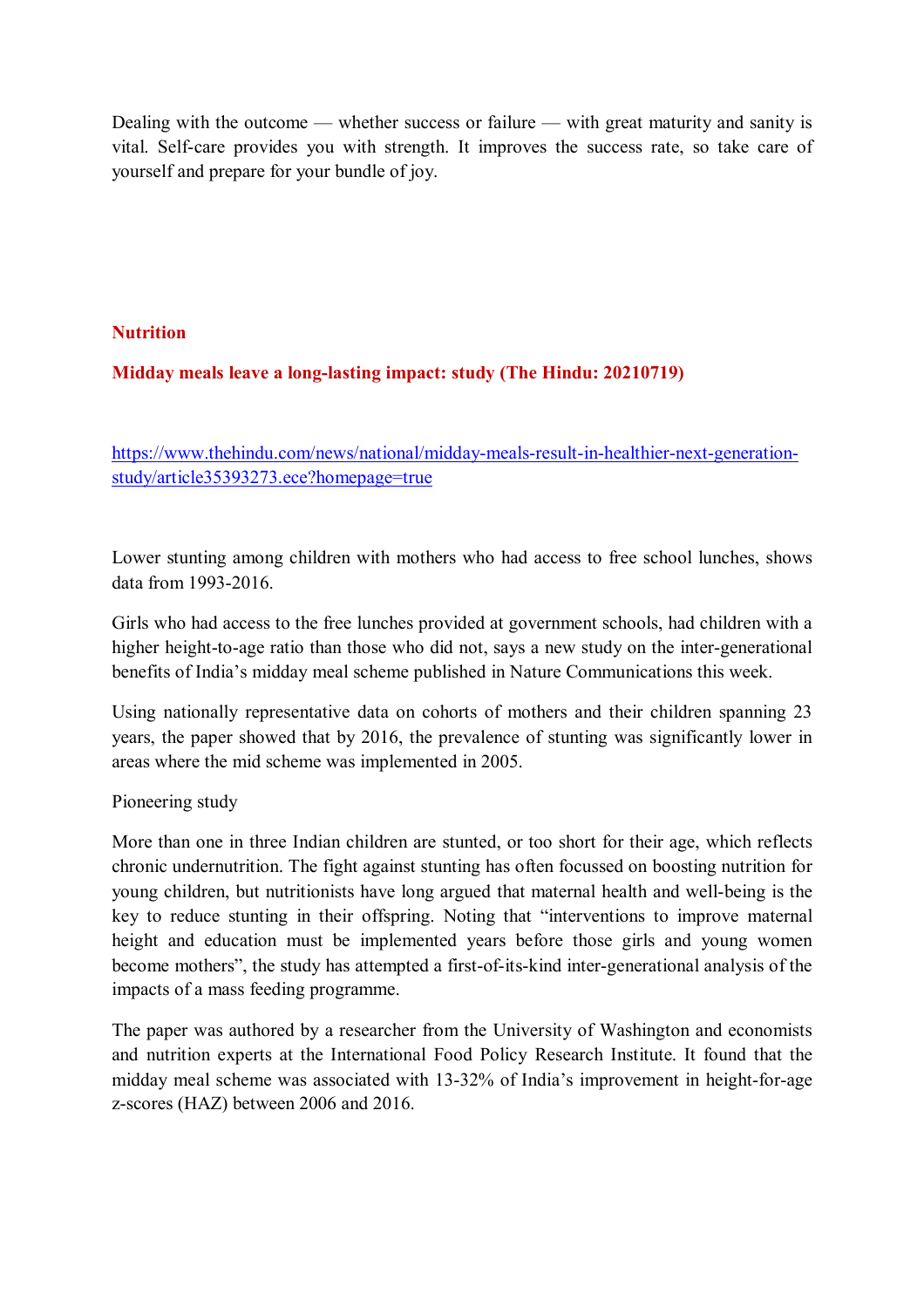Dealing with the outcome — whether success or failure — with great maturity and sanity is vital. Self-care provides you with strength. It improves the success rate, so take care of yourself and prepare for your bundle of joy.

## Nutrition

### Midday meals leave a long-lasting impact: study (The Hindu: 20210719)

https://www.thehindu.com/news/national/midday-meals-result-in-healthier-next-generation-study/article35393273.ece?homepage=true

Lower stunting among children with mothers who had access to free school lunches, shows data from 1993-2016.

Girls who had access to the free lunches provided at government schools, had children with a higher height-to-age ratio than those who did not, says a new study on the inter-generational benefits of India's midday meal scheme published in Nature Communications this week.

Using nationally representative data on cohorts of mothers and their children spanning 23 years, the paper showed that by 2016, the prevalence of stunting was significantly lower in areas where the mid scheme was implemented in 2005.

Pioneering study

More than one in three Indian children are stunted, or too short for their age, which reflects chronic undernutrition. The fight against stunting has often focussed on boosting nutrition for young children, but nutritionists have long argued that maternal health and well-being is the key to reduce stunting in their offspring. Noting that "interventions to improve maternal height and education must be implemented years before those girls and young women become mothers", the study has attempted a first-of-its-kind inter-generational analysis of the impacts of a mass feeding programme.

The paper was authored by a researcher from the University of Washington and economists and nutrition experts at the International Food Policy Research Institute. It found that the midday meal scheme was associated with 13-32% of India's improvement in height-for-age z-scores (HAZ) between 2006 and 2016.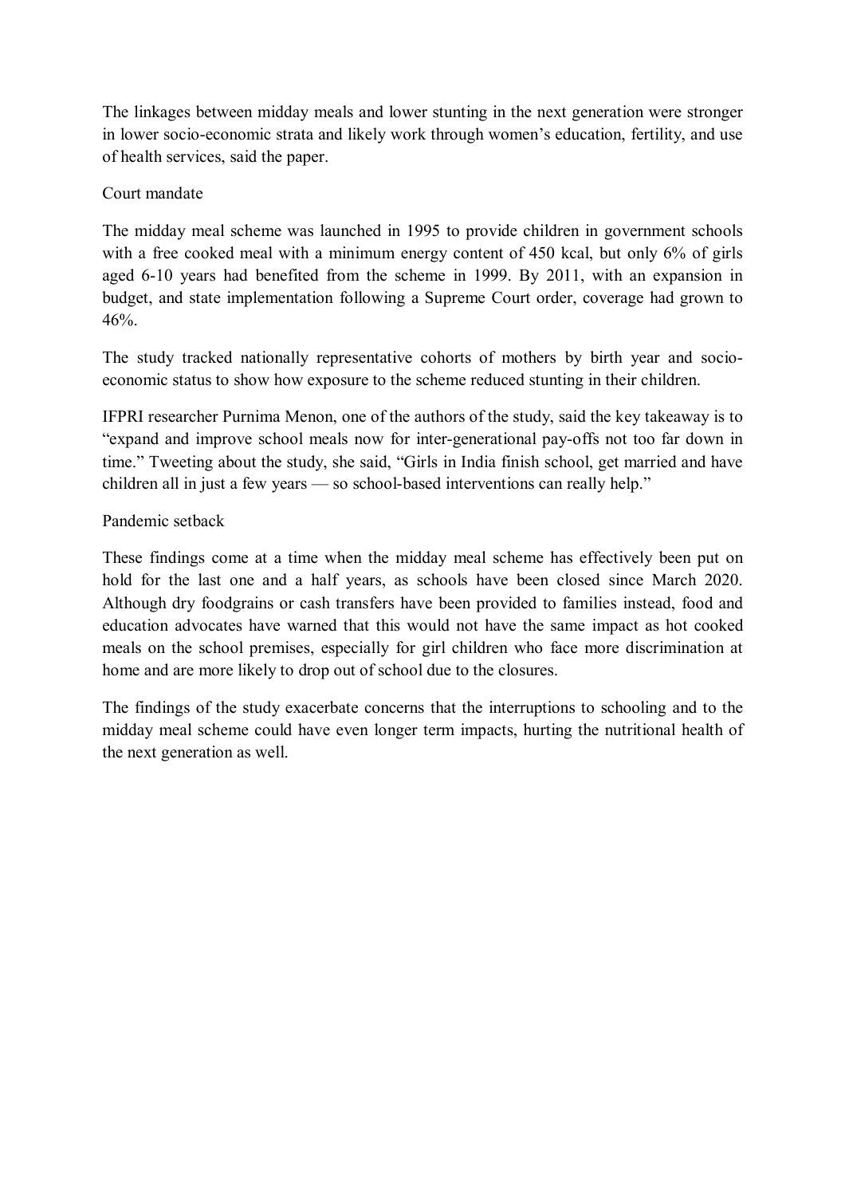The linkages between midday meals and lower stunting in the next generation were stronger in lower socio-economic strata and likely work through women's education, fertility, and use of health services, said the paper.

## Court mandate

The midday meal scheme was launched in 1995 to provide children in government schools with a free cooked meal with a minimum energy content of 450 kcal, but only 6% of girls aged 6-10 years had benefited from the scheme in 1999. By 2011, with an expansion in budget, and state implementation following a Supreme Court order, coverage had grown to 46%.

The study tracked nationally representative cohorts of mothers by birth year and socio-economic status to show how exposure to the scheme reduced stunting in their children.

IFPRI researcher Purnima Menon, one of the authors of the study, said the key takeaway is to "expand and improve school meals now for inter-generational pay-offs not too far down in time." Tweeting about the study, she said, "Girls in India finish school, get married and have children all in just a few years — so school-based interventions can really help."

## Pandemic setback

These findings come at a time when the midday meal scheme has effectively been put on hold for the last one and a half years, as schools have been closed since March 2020. Although dry foodgrains or cash transfers have been provided to families instead, food and education advocates have warned that this would not have the same impact as hot cooked meals on the school premises, especially for girl children who face more discrimination at home and are more likely to drop out of school due to the closures.

The findings of the study exacerbate concerns that the interruptions to schooling and to the midday meal scheme could have even longer term impacts, hurting the nutritional health of the next generation as well.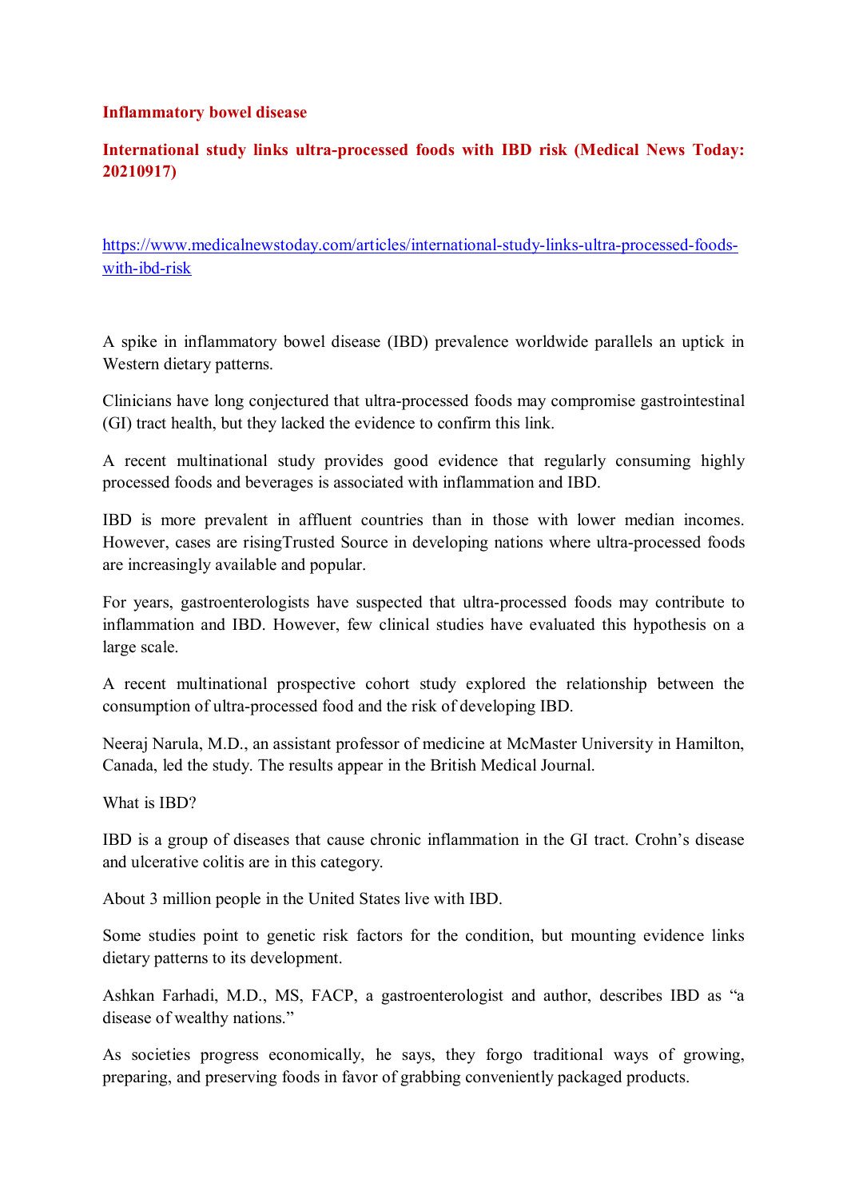**Inflammatory bowel disease**

**International study links ultra-processed foods with IBD risk (Medical News Today: 20210917)**

https://www.medicalnewstoday.com/articles/international-study-links-ultra-processed-foods-with-ibd-risk

A spike in inflammatory bowel disease (IBD) prevalence worldwide parallels an uptick in Western dietary patterns.

Clinicians have long conjectured that ultra-processed foods may compromise gastrointestinal (GI) tract health, but they lacked the evidence to confirm this link.

A recent multinational study provides good evidence that regularly consuming highly processed foods and beverages is associated with inflammation and IBD.

IBD is more prevalent in affluent countries than in those with lower median incomes. However, cases are risingTrusted Source in developing nations where ultra-processed foods are increasingly available and popular.

For years, gastroenterologists have suspected that ultra-processed foods may contribute to inflammation and IBD. However, few clinical studies have evaluated this hypothesis on a large scale.

A recent multinational prospective cohort study explored the relationship between the consumption of ultra-processed food and the risk of developing IBD.

Neeraj Narula, M.D., an assistant professor of medicine at McMaster University in Hamilton, Canada, led the study. The results appear in the British Medical Journal.

What is IBD?

IBD is a group of diseases that cause chronic inflammation in the GI tract. Crohn's disease and ulcerative colitis are in this category.

About 3 million people in the United States live with IBD.

Some studies point to genetic risk factors for the condition, but mounting evidence links dietary patterns to its development.

Ashkan Farhadi, M.D., MS, FACP, a gastroenterologist and author, describes IBD as "a disease of wealthy nations."

As societies progress economically, he says, they forgo traditional ways of growing, preparing, and preserving foods in favor of grabbing conveniently packaged products.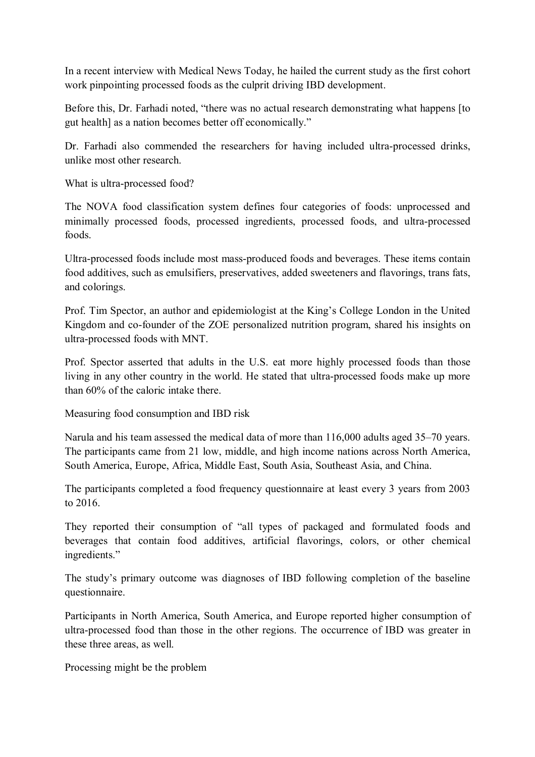In a recent interview with Medical News Today, he hailed the current study as the first cohort work pinpointing processed foods as the culprit driving IBD development.

Before this, Dr. Farhadi noted, "there was no actual research demonstrating what happens [to gut health] as a nation becomes better off economically."

Dr. Farhadi also commended the researchers for having included ultra-processed drinks, unlike most other research.

## What is ultra-processed food?

The NOVA food classification system defines four categories of foods: unprocessed and minimally processed foods, processed ingredients, processed foods, and ultra-processed foods.

Ultra-processed foods include most mass-produced foods and beverages. These items contain food additives, such as emulsifiers, preservatives, added sweeteners and flavorings, trans fats, and colorings.

Prof. Tim Spector, an author and epidemiologist at the King's College London in the United Kingdom and co-founder of the ZOE personalized nutrition program, shared his insights on ultra-processed foods with MNT.

Prof. Spector asserted that adults in the U.S. eat more highly processed foods than those living in any other country in the world. He stated that ultra-processed foods make up more than 60% of the caloric intake there.

## Measuring food consumption and IBD risk

Narula and his team assessed the medical data of more than 116,000 adults aged 35–70 years. The participants came from 21 low, middle, and high income nations across North America, South America, Europe, Africa, Middle East, South Asia, Southeast Asia, and China.

The participants completed a food frequency questionnaire at least every 3 years from 2003 to 2016.

They reported their consumption of "all types of packaged and formulated foods and beverages that contain food additives, artificial flavorings, colors, or other chemical ingredients."

The study's primary outcome was diagnoses of IBD following completion of the baseline questionnaire.

Participants in North America, South America, and Europe reported higher consumption of ultra-processed food than those in the other regions. The occurrence of IBD was greater in these three areas, as well.

## Processing might be the problem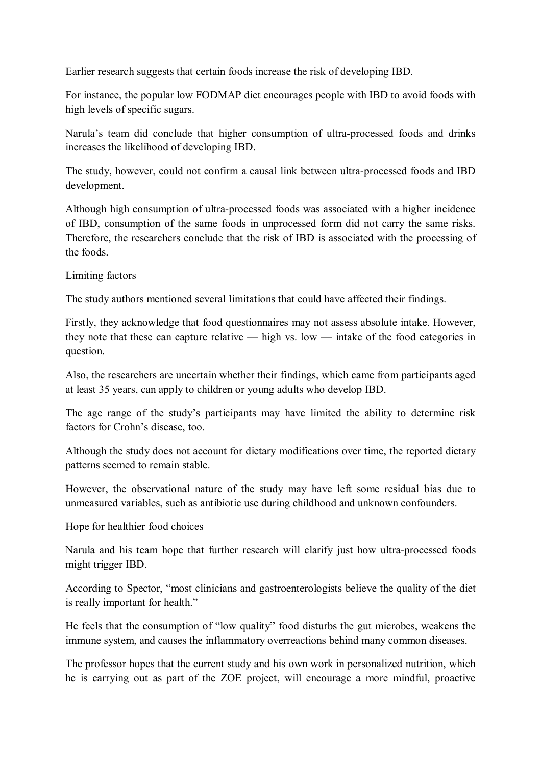Earlier research suggests that certain foods increase the risk of developing IBD.

For instance, the popular low FODMAP diet encourages people with IBD to avoid foods with high levels of specific sugars.

Narula's team did conclude that higher consumption of ultra-processed foods and drinks increases the likelihood of developing IBD.

The study, however, could not confirm a causal link between ultra-processed foods and IBD development.

Although high consumption of ultra-processed foods was associated with a higher incidence of IBD, consumption of the same foods in unprocessed form did not carry the same risks. Therefore, the researchers conclude that the risk of IBD is associated with the processing of the foods.

## Limiting factors

The study authors mentioned several limitations that could have affected their findings.

Firstly, they acknowledge that food questionnaires may not assess absolute intake. However, they note that these can capture relative — high vs. low — intake of the food categories in question.

Also, the researchers are uncertain whether their findings, which came from participants aged at least 35 years, can apply to children or young adults who develop IBD.

The age range of the study's participants may have limited the ability to determine risk factors for Crohn's disease, too.

Although the study does not account for dietary modifications over time, the reported dietary patterns seemed to remain stable.

However, the observational nature of the study may have left some residual bias due to unmeasured variables, such as antibiotic use during childhood and unknown confounders.

## Hope for healthier food choices

Narula and his team hope that further research will clarify just how ultra-processed foods might trigger IBD.

According to Spector, "most clinicians and gastroenterologists believe the quality of the diet is really important for health."

He feels that the consumption of "low quality" food disturbs the gut microbes, weakens the immune system, and causes the inflammatory overreactions behind many common diseases.

The professor hopes that the current study and his own work in personalized nutrition, which he is carrying out as part of the ZOE project, will encourage a more mindful, proactive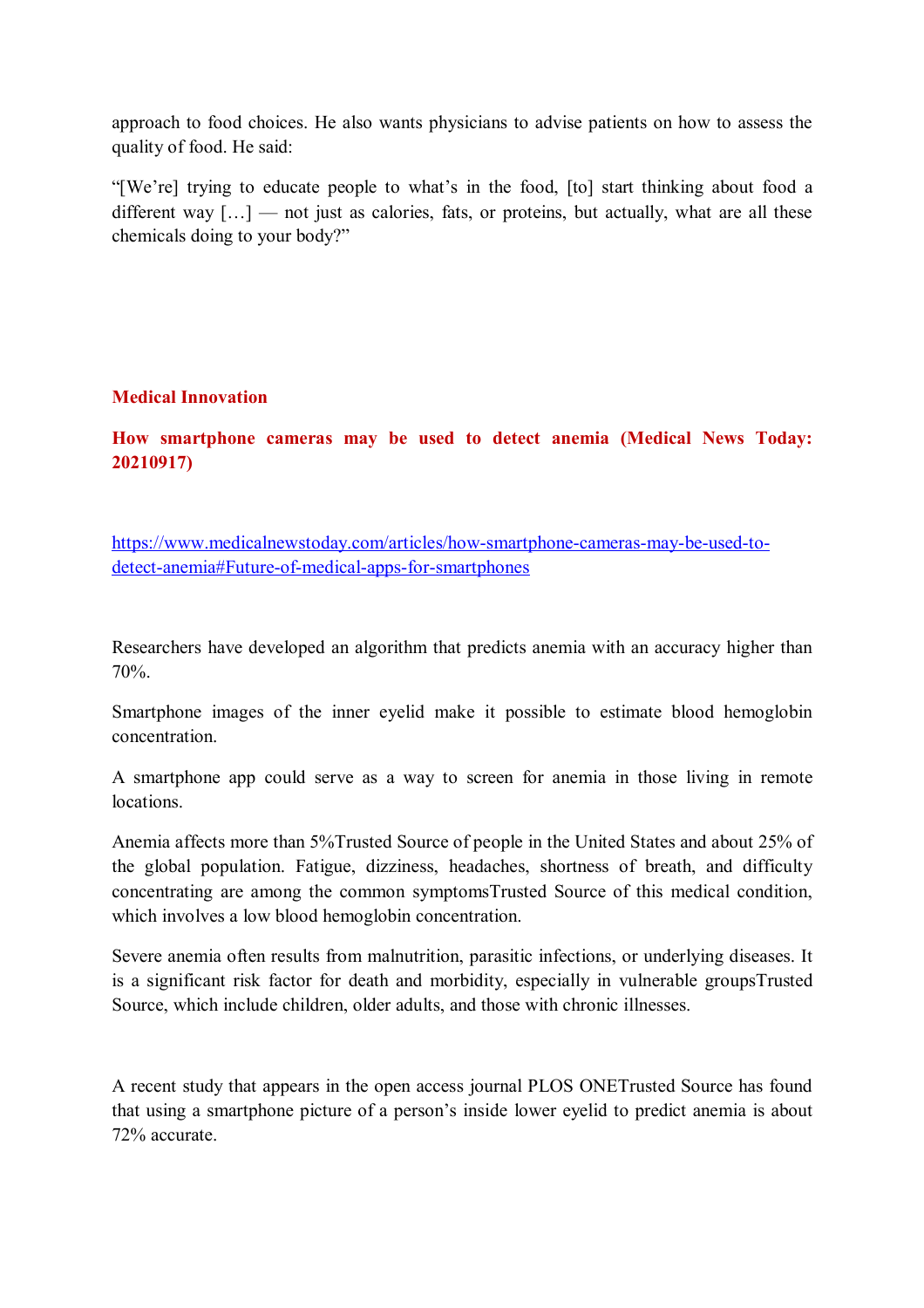approach to food choices. He also wants physicians to advise patients on how to assess the quality of food. He said:

"[We're] trying to educate people to what's in the food, [to] start thinking about food a different way […] — not just as calories, fats, or proteins, but actually, what are all these chemicals doing to your body?"

## Medical Innovation

### How smartphone cameras may be used to detect anemia (Medical News Today: 20210917)

[https://www.medicalnewstoday.com/articles/how-smartphone-cameras-may-be-used-to-detect-anemia#Future-of-medical-apps-for-smartphones](https://www.medicalnewstoday.com/articles/how-smartphone-cameras-may-be-used-to-detect-anemia#Future-of-medical-apps-for-smartphones)

Researchers have developed an algorithm that predicts anemia with an accuracy higher than 70%.

Smartphone images of the inner eyelid make it possible to estimate blood hemoglobin concentration.

A smartphone app could serve as a way to screen for anemia in those living in remote locations.

Anemia affects more than 5%Trusted Source of people in the United States and about 25% of the global population. Fatigue, dizziness, headaches, shortness of breath, and difficulty concentrating are among the common symptomsTrusted Source of this medical condition, which involves a low blood hemoglobin concentration.

Severe anemia often results from malnutrition, parasitic infections, or underlying diseases. It is a significant risk factor for death and morbidity, especially in vulnerable groupsTrusted Source, which include children, older adults, and those with chronic illnesses.

A recent study that appears in the open access journal PLOS ONETrusted Source has found that using a smartphone picture of a person's inside lower eyelid to predict anemia is about 72% accurate.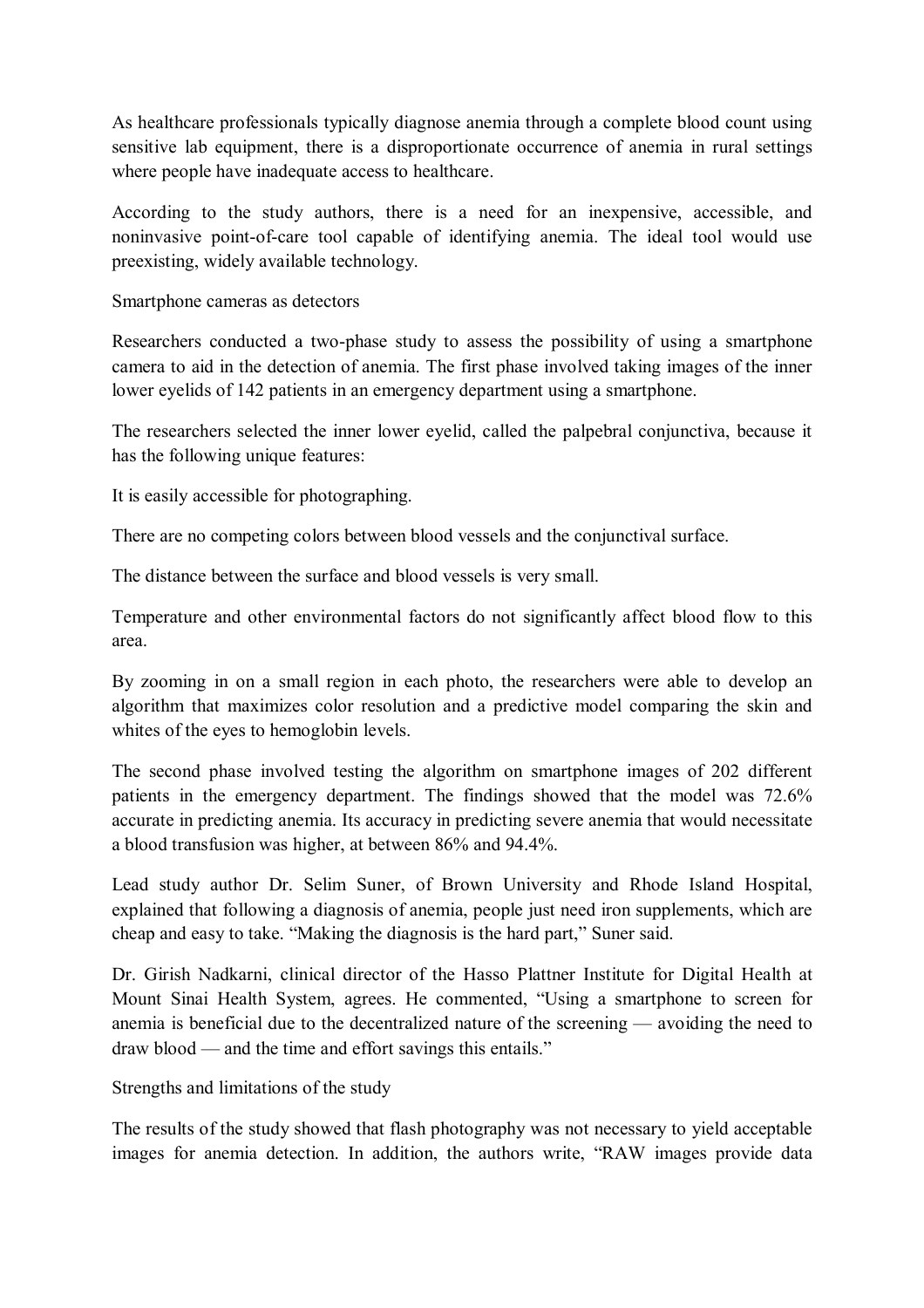As healthcare professionals typically diagnose anemia through a complete blood count using sensitive lab equipment, there is a disproportionate occurrence of anemia in rural settings where people have inadequate access to healthcare.

According to the study authors, there is a need for an inexpensive, accessible, and noninvasive point-of-care tool capable of identifying anemia. The ideal tool would use preexisting, widely available technology.

## Smartphone cameras as detectors

Researchers conducted a two-phase study to assess the possibility of using a smartphone camera to aid in the detection of anemia. The first phase involved taking images of the inner lower eyelids of 142 patients in an emergency department using a smartphone.

The researchers selected the inner lower eyelid, called the palpebral conjunctiva, because it has the following unique features:

- It is easily accessible for photographing.
- There are no competing colors between blood vessels and the conjunctival surface.
- The distance between the surface and blood vessels is very small.
- Temperature and other environmental factors do not significantly affect blood flow to this area.

By zooming in on a small region in each photo, the researchers were able to develop an algorithm that maximizes color resolution and a predictive model comparing the skin and whites of the eyes to hemoglobin levels.

The second phase involved testing the algorithm on smartphone images of 202 different patients in the emergency department. The findings showed that the model was 72.6% accurate in predicting anemia. Its accuracy in predicting severe anemia that would necessitate a blood transfusion was higher, at between 86% and 94.4%.

Lead study author Dr. Selim Suner, of Brown University and Rhode Island Hospital, explained that following a diagnosis of anemia, people just need iron supplements, which are cheap and easy to take. "Making the diagnosis is the hard part," Suner said.

Dr. Girish Nadkarni, clinical director of the Hasso Plattner Institute for Digital Health at Mount Sinai Health System, agrees. He commented, "Using a smartphone to screen for anemia is beneficial due to the decentralized nature of the screening — avoiding the need to draw blood — and the time and effort savings this entails."

## Strengths and limitations of the study

The results of the study showed that flash photography was not necessary to yield acceptable images for anemia detection. In addition, the authors write, "RAW images provide data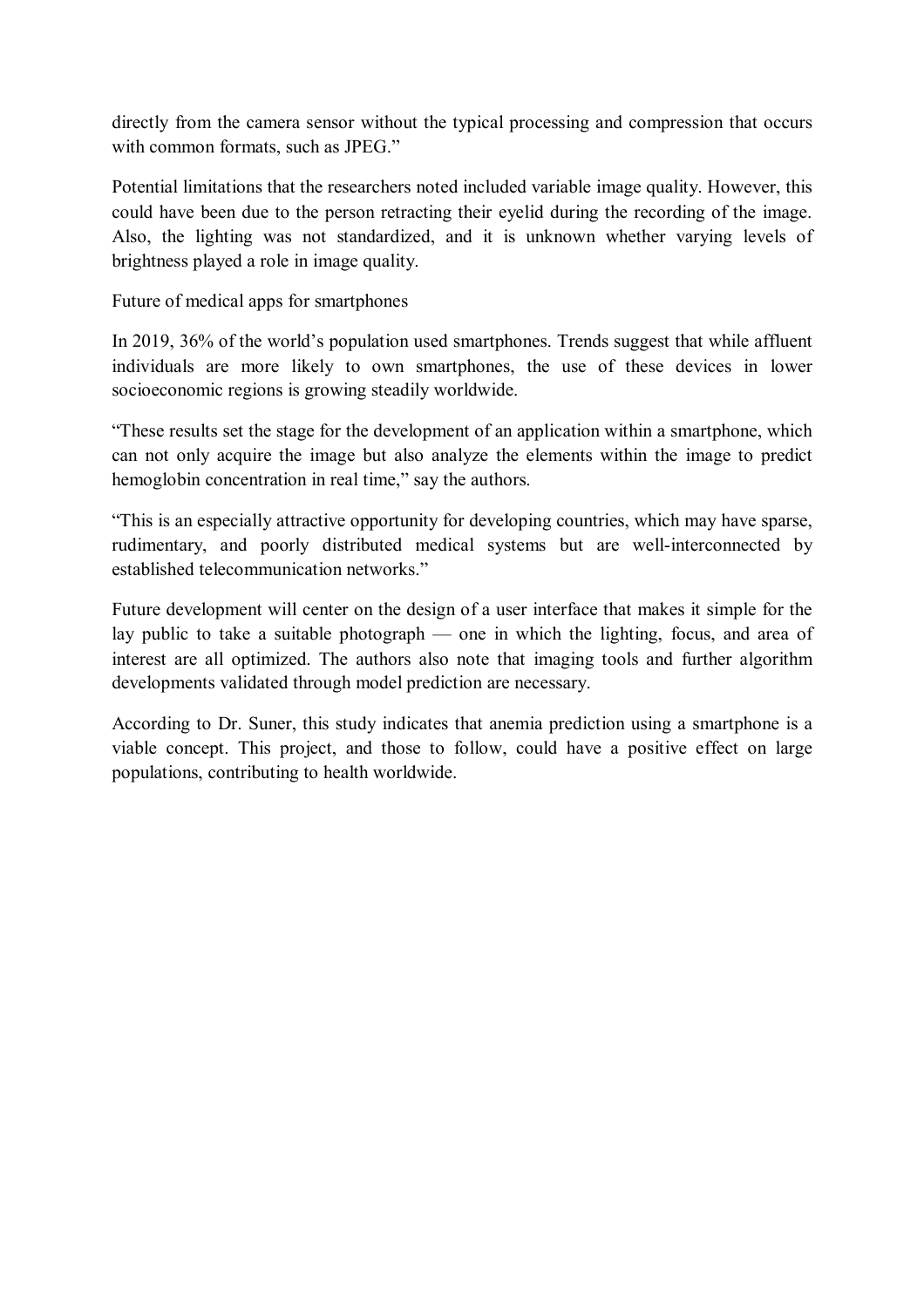directly from the camera sensor without the typical processing and compression that occurs with common formats, such as JPEG."

Potential limitations that the researchers noted included variable image quality. However, this could have been due to the person retracting their eyelid during the recording of the image. Also, the lighting was not standardized, and it is unknown whether varying levels of brightness played a role in image quality.

## Future of medical apps for smartphones

In 2019, 36% of the world's population used smartphones. Trends suggest that while affluent individuals are more likely to own smartphones, the use of these devices in lower socioeconomic regions is growing steadily worldwide.

"These results set the stage for the development of an application within a smartphone, which can not only acquire the image but also analyze the elements within the image to predict hemoglobin concentration in real time," say the authors.

"This is an especially attractive opportunity for developing countries, which may have sparse, rudimentary, and poorly distributed medical systems but are well-interconnected by established telecommunication networks."

Future development will center on the design of a user interface that makes it simple for the lay public to take a suitable photograph — one in which the lighting, focus, and area of interest are all optimized. The authors also note that imaging tools and further algorithm developments validated through model prediction are necessary.

According to Dr. Suner, this study indicates that anemia prediction using a smartphone is a viable concept. This project, and those to follow, could have a positive effect on large populations, contributing to health worldwide.